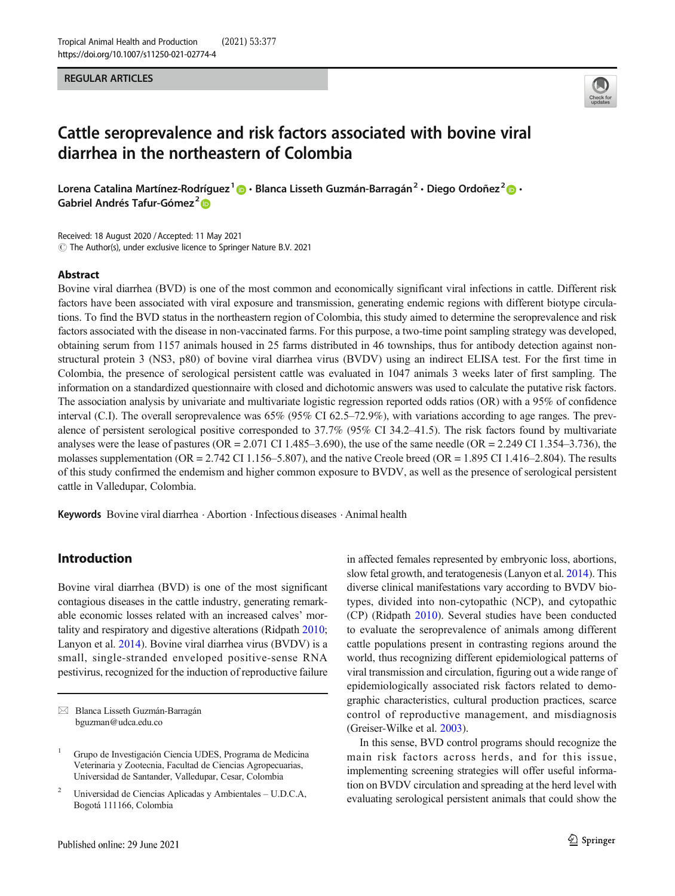REGULAR ARTICLES

# Cattle seroprevalence and risk factors associated with bovine viral diarrhea in the northeastern of Colombia

**Lorena Catalina Martínez-Rodríguez**[1] · **Blanca Lisseth Guzmán-Barragán**[2] · **Diego Ordoñez**[2] · **Gabriel Andrés Tafur-Gómez**[2]

Received: 18 August 2020 / Accepted: 11 May 2021
© The Author(s), under exclusive licence to Springer Nature B.V. 2021

## Abstract

Bovine viral diarrhea (BVD) is one of the most common and economically significant viral infections in cattle. Different risk factors have been associated with viral exposure and transmission, generating endemic regions with different biotype circulations. To find the BVD status in the northeastern region of Colombia, this study aimed to determine the seroprevalence and risk factors associated with the disease in non-vaccinated farms. For this purpose, a two-time point sampling strategy was developed, obtaining serum from 1157 animals housed in 25 farms distributed in 46 townships, thus for antibody detection against non-structural protein 3 (NS3, p80) of bovine viral diarrhea virus (BVDV) using an indirect ELISA test. For the first time in Colombia, the presence of serological persistent cattle was evaluated in 1047 animals 3 weeks later of first sampling. The information on a standardized questionnaire with closed and dichotomic answers was used to calculate the putative risk factors. The association analysis by univariate and multivariate logistic regression reported odds ratios (OR) with a 95% of confidence interval (C.I). The overall seroprevalence was 65% (95% CI 62.5–72.9%), with variations according to age ranges. The prevalence of persistent serological positive corresponded to 37.7% (95% CI 34.2–41.5). The risk factors found by multivariate analyses were the lease of pastures (OR = 2.071 CI 1.485–3.690), the use of the same needle (OR = 2.249 CI 1.354–3.736), the molasses supplementation (OR = 2.742 CI 1.156–5.807), and the native Creole breed (OR = 1.895 CI 1.416–2.804). The results of this study confirmed the endemism and higher common exposure to BVDV, as well as the presence of serological persistent cattle in Valledupar, Colombia.

**Keywords** Bovine viral diarrhea · Abortion · Infectious diseases · Animal health

## Introduction

Bovine viral diarrhea (BVD) is one of the most significant contagious diseases in the cattle industry, generating remarkable economic losses related with an increased calves' mortality and respiratory and digestive alterations (Ridpath 2010; Lanyon et al. 2014). Bovine viral diarrhea virus (BVDV) is a small, single-stranded enveloped positive-sense RNA pestivirus, recognized for the induction of reproductive failure in affected females represented by embryonic loss, abortions, slow fetal growth, and teratogenesis (Lanyon et al. 2014). This diverse clinical manifestations vary according to BVDV biotypes, divided into non-cytopathic (NCP), and cytopathic (CP) (Ridpath 2010). Several studies have been conducted to evaluate the seroprevalence of animals among different cattle populations present in contrasting regions around the world, thus recognizing different epidemiological patterns of viral transmission and circulation, figuring out a wide range of epidemiologically associated risk factors related to demographic characteristics, cultural production practices, scarce control of reproductive management, and misdiagnosis (Greiser-Wilke et al. 2003).

In this sense, BVD control programs should recognize the main risk factors across herds, and for this issue, implementing screening strategies will offer useful information on BVDV circulation and spreading at the herd level with evaluating serological persistent animals that could show the

---

✉ Blanca Lisseth Guzmán-Barragán
bguzman@udca.edu.co

[1] Grupo de Investigación Ciencia UDES, Programa de Medicina Veterinaria y Zootecnia, Facultad de Ciencias Agropecuarias, Universidad de Santander, Valledupar, Cesar, Colombia

[2] Universidad de Ciencias Aplicadas y Ambientales – U.D.C.A, Bogotá 111166, Colombia

Published online: 29 June 2021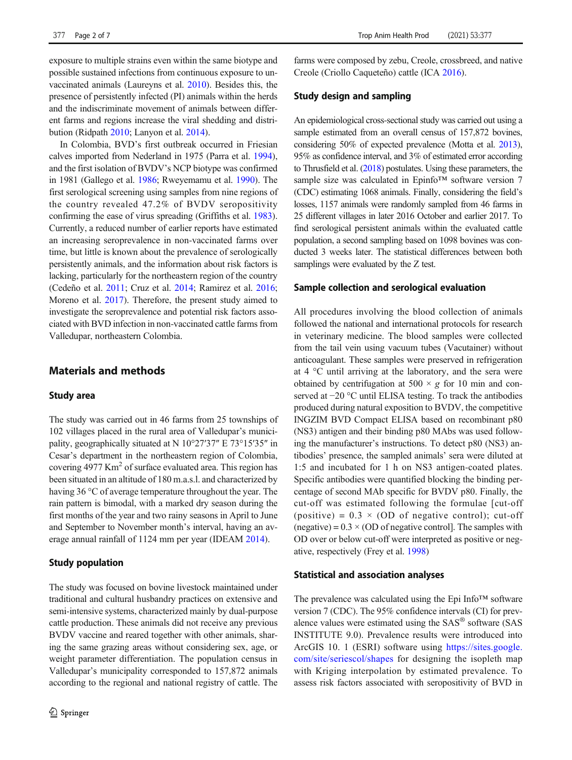exposure to multiple strains even within the same biotype and possible sustained infections from continuous exposure to unvaccinated animals (Laureyns et al. 2010). Besides this, the presence of persistently infected (PI) animals within the herds and the indiscriminate movement of animals between different farms and regions increase the viral shedding and distribution (Ridpath 2010; Lanyon et al. 2014).

In Colombia, BVD's first outbreak occurred in Friesian calves imported from Nederland in 1975 (Parra et al. 1994), and the first isolation of BVDV's NCP biotype was confirmed in 1981 (Gallego et al. 1986; Rweyemamu et al. 1990). The first serological screening using samples from nine regions of the country revealed 47.2% of BVDV seropositivity confirming the ease of virus spreading (Griffiths et al. 1983). Currently, a reduced number of earlier reports have estimated an increasing seroprevalence in non-vaccinated farms over time, but little is known about the prevalence of serologically persistently animals, and the information about risk factors is lacking, particularly for the northeastern region of the country (Cedeño et al. 2011; Cruz et al. 2014; Ramirez et al. 2016; Moreno et al. 2017). Therefore, the present study aimed to investigate the seroprevalence and potential risk factors associated with BVD infection in non-vaccinated cattle farms from Valledupar, northeastern Colombia.

## Materials and methods

### Study area

The study was carried out in 46 farms from 25 townships of 102 villages placed in the rural area of Valledupar's municipality, geographically situated at N 10°27′37″ E 73°15′35″ in Cesar's department in the northeastern region of Colombia, covering 4977 Km$^2$ of surface evaluated area. This region has been situated in an altitude of 180 m.a.s.l. and characterized by having 36 °C of average temperature throughout the year. The rain pattern is bimodal, with a marked dry season during the first months of the year and two rainy seasons in April to June and September to November month's interval, having an average annual rainfall of 1124 mm per year (IDEAM 2014).

### Study population

The study was focused on bovine livestock maintained under traditional and cultural husbandry practices on extensive and semi-intensive systems, characterized mainly by dual-purpose cattle production. These animals did not receive any previous BVDV vaccine and reared together with other animals, sharing the same grazing areas without considering sex, age, or weight parameter differentiation. The population census in Valledupar's municipality corresponded to 157,872 animals according to the regional and national registry of cattle. The farms were composed by zebu, Creole, crossbreed, and native Creole (Criollo Caqueteño) cattle (ICA 2016).

### Study design and sampling

An epidemiological cross-sectional study was carried out using a sample estimated from an overall census of 157,872 bovines, considering 50% of expected prevalence (Motta et al. 2013), 95% as confidence interval, and 3% of estimated error according to Thrusfield et al. (2018) postulates. Using these parameters, the sample size was calculated in Epinfo™ software version 7 (CDC) estimating 1068 animals. Finally, considering the field's losses, 1157 animals were randomly sampled from 46 farms in 25 different villages in later 2016 October and earlier 2017. To find serological persistent animals within the evaluated cattle population, a second sampling based on 1098 bovines was conducted 3 weeks later. The statistical differences between both samplings were evaluated by the Z test.

### Sample collection and serological evaluation

All procedures involving the blood collection of animals followed the national and international protocols for research in veterinary medicine. The blood samples were collected from the tail vein using vacuum tubes (Vacutainer) without anticoagulant. These samples were preserved in refrigeration at 4 °C until arriving at the laboratory, and the sera were obtained by centrifugation at 500 × *g* for 10 min and conserved at −20 °C until ELISA testing. To track the antibodies produced during natural exposition to BVDV, the competitive INGZIM BVD Compact ELISA based on recombinant p80 (NS3) antigen and their binding p80 MAbs was used following the manufacturer's instructions. To detect p80 (NS3) antibodies' presence, the sampled animals' sera were diluted at 1:5 and incubated for 1 h on NS3 antigen-coated plates. Specific antibodies were quantified blocking the binding percentage of second MAb specific for BVDV p80. Finally, the cut-off was estimated following the formulae [cut-off (positive) = 0.3 × (OD of negative control); cut-off (negative) = 0.3 × (OD of negative control]. The samples with OD over or below cut-off were interpreted as positive or negative, respectively (Frey et al. 1998)

### Statistical and association analyses

The prevalence was calculated using the Epi Info™ software version 7 (CDC). The 95% confidence intervals (CI) for prevalence values were estimated using the SAS® software (SAS INSTITUTE 9.0). Prevalence results were introduced into ArcGIS 10. 1 (ESRI) software using https://sites.google.com/site/seriescol/shapes for designing the isopleth map with Kriging interpolation by estimated prevalence. To assess risk factors associated with seropositivity of BVD in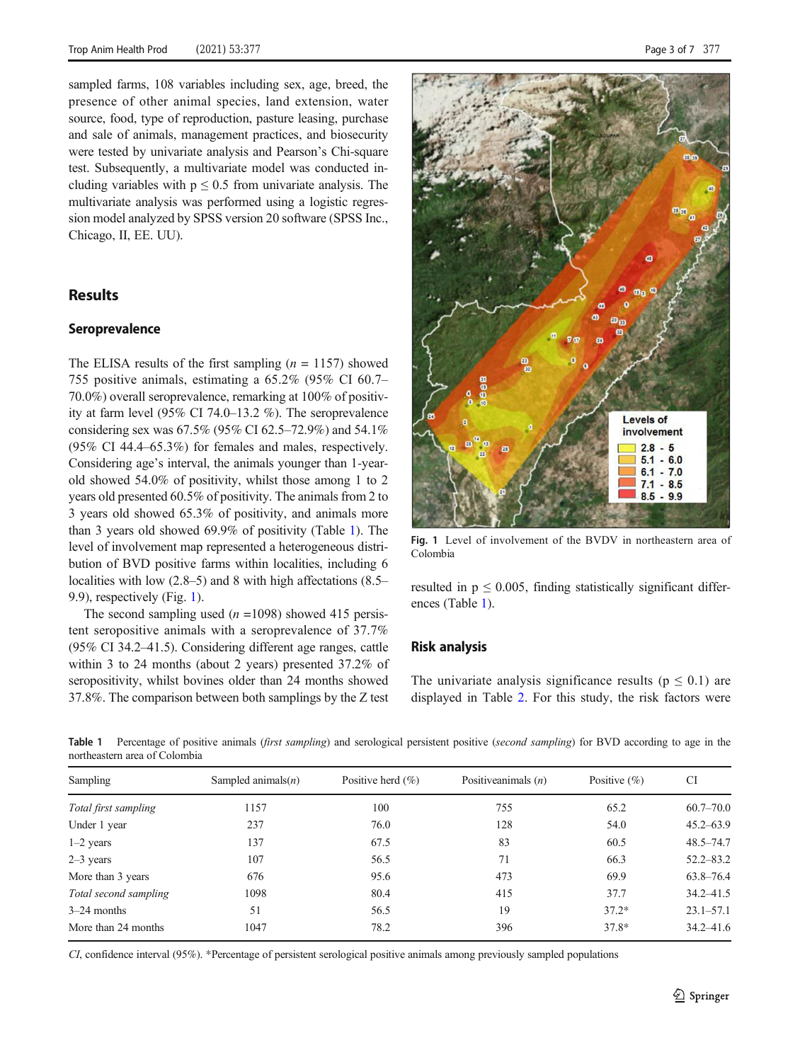sampled farms, 108 variables including sex, age, breed, the presence of other animal species, land extension, water source, food, type of reproduction, pasture leasing, purchase and sale of animals, management practices, and biosecurity were tested by univariate analysis and Pearson's Chi-square test. Subsequently, a multivariate model was conducted including variables with $p \leq 0.5$ from univariate analysis. The multivariate analysis was performed using a logistic regression model analyzed by SPSS version 20 software (SPSS Inc., Chicago, Il, EE. UU).

## Results

### Seroprevalence

The ELISA results of the first sampling ($n$ = 1157) showed 755 positive animals, estimating a 65.2% (95% CI 60.7–70.0%) overall seroprevalence, remarking at 100% of positivity at farm level (95% CI 74.0–13.2 %). The seroprevalence considering sex was 67.5% (95% CI 62.5–72.9%) and 54.1% (95% CI 44.4–65.3%) for females and males, respectively. Considering age's interval, the animals younger than 1-year-old showed 54.0% of positivity, whilst those among 1 to 2 years old presented 60.5% of positivity. The animals from 2 to 3 years old showed 65.3% of positivity, and animals more than 3 years old showed 69.9% of positivity (Table 1). The level of involvement map represented a heterogeneous distribution of BVD positive farms within localities, including 6 localities with low (2.8–5) and 8 with high affectations (8.5–9.9), respectively (Fig. 1).

The second sampling used ($n$ =1098) showed 415 persistent seropositive animals with a seroprevalence of 37.7% (95% CI 34.2–41.5). Considering different age ranges, cattle within 3 to 24 months (about 2 years) presented 37.2% of seropositivity, whilst bovines older than 24 months showed 37.8%. The comparison between both samplings by the Z test resulted in $p \leq 0.005$, finding statistically significant differences (Table 1).

**Fig. 1** Level of involvement of the BVDV in northeastern area of Colombia

## Risk analysis

The univariate analysis significance results ($p \leq 0.1$) are displayed in Table 2. For this study, the risk factors were

**Table 1** Percentage of positive animals (*first sampling*) and serological persistent positive (*second sampling*) for BVD according to age in the northeastern area of Colombia

| Sampling | Sampled animals($n$) | Positive herd (%) | Positiveanimals ($n$) | Positive (%) | CI |
|---|---|---|---|---|---|
| *Total first sampling* | 1157 | 100 | 755 | 65.2 | 60.7–70.0 |
| Under 1 year | 237 | 76.0 | 128 | 54.0 | 45.2–63.9 |
| 1–2 years | 137 | 67.5 | 83 | 60.5 | 48.5–74.7 |
| 2–3 years | 107 | 56.5 | 71 | 66.3 | 52.2–83.2 |
| More than 3 years | 676 | 95.6 | 473 | 69.9 | 63.8–76.4 |
| *Total second sampling* | 1098 | 80.4 | 415 | 37.7 | 34.2–41.5 |
| 3–24 months | 51 | 56.5 | 19 | 37.2* | 23.1–57.1 |
| More than 24 months | 1047 | 78.2 | 396 | 37.8* | 34.2–41.6 |

*CI*, confidence interval (95%). *Percentage of persistent serological positive animals among previously sampled populations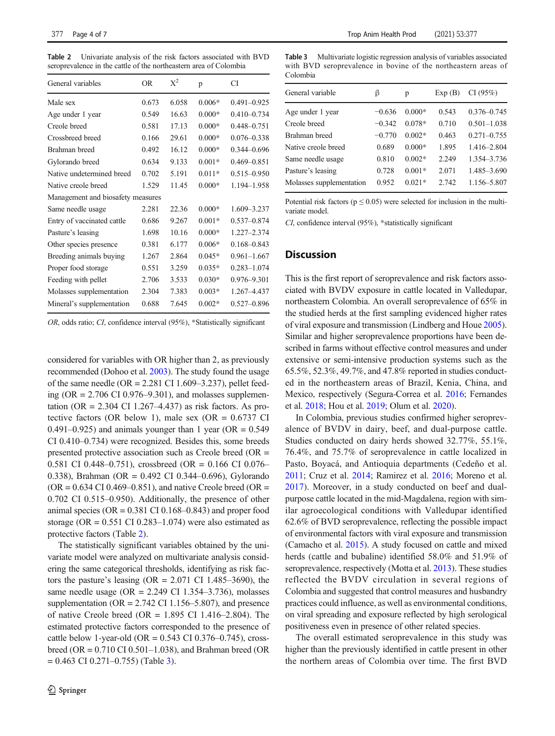Table 2 Univariate analysis of the risk factors associated with BVD seroprevalence in the cattle of the northeastern area of Colombia

| General variables | OR | $X^2$ | p | CI |
|---|---|---|---|---|
| Male sex | 0.673 | 6.058 | 0.006* | 0.491–0.925 |
| Age under 1 year | 0.549 | 16.63 | 0.000* | 0.410–0.734 |
| Creole breed | 0.581 | 17.13 | 0.000* | 0.448–0.751 |
| Crossbreed breed | 0.166 | 29.61 | 0.000* | 0.076–0.338 |
| Brahman breed | 0.492 | 16.12 | 0.000* | 0.344–0.696 |
| Gylorando breed | 0.634 | 9.133 | 0.001* | 0.469–0.851 |
| Native undetermined breed | 0.702 | 5.191 | 0.011* | 0.515–0.950 |
| Native creole breed | 1.529 | 11.45 | 0.000* | 1.194–1.958 |
| Management and biosafety measures | | | | |
| Same needle usage | 2.281 | 22.36 | 0.000* | 1.609–3.237 |
| Entry of vaccinated cattle | 0.686 | 9.267 | 0.001* | 0.537–0.874 |
| Pasture's leasing | 1.698 | 10.16 | 0.000* | 1.227–2.374 |
| Other species presence | 0.381 | 6.177 | 0.006* | 0.168–0.843 |
| Breeding animals buying | 1.267 | 2.864 | 0.045* | 0.961–1.667 |
| Proper food storage | 0.551 | 3.259 | 0.035* | 0.283–1.074 |
| Feeding with pellet | 2.706 | 3.533 | 0.030* | 0.976–9.301 |
| Molasses supplementation | 2.304 | 7.383 | 0.003* | 1.267–4.437 |
| Mineral's supplementation | 0.688 | 7.645 | 0.002* | 0.527–0.896 |

*OR*, odds ratio; *CI*, confidence interval (95%), *Statistically significant

considered for variables with OR higher than 2, as previously recommended (Dohoo et al. 2003). The study found the usage of the same needle (OR = 2.281 CI 1.609–3.237), pellet feeding (OR = 2.706 CI 0.976–9.301), and molasses supplementation (OR = 2.304 CI 1.267–4.437) as risk factors. As protective factors (OR below 1), male sex (OR = 0.6737 CI 0.491–0.925) and animals younger than 1 year (OR = 0.549 CI 0.410–0.734) were registered. Besides this, some breeds presented protective association such as Creole breed (OR = 0.581 CI 0.448–0.751), crossbreed (OR = 0.166 CI 0.076–0.338), Brahman (OR = 0.492 CI 0.344–0.696), Gylorando (OR = 0.634 CI 0.469–0.851), and native Creole breed (OR = 0.702 CI 0.515–0.950). Additionally, the presence of other animal species (OR = 0.381 CI 0.168–0.843) and proper food storage (OR = 0.551 CI 0.283–1.074) were also estimated as protective factors (Table 2).

The statistically significant variables obtained by the univariate model were analyzed on multivariate analysis considering the same categorical thresholds, identifying as risk factors the pasture's leasing (OR = 2.071 CI 1.485–3690), the same needle usage (OR = 2.249 CI 1.354–3.736), molasses supplementation (OR = 2.742 CI 1.156–5.807), and presence of native Creole breed (OR = 1.895 CI 1.416–2.804). The estimated protective factors corresponded to the presence of cattle below 1-year-old (OR = 0.543 CI 0.376–0.745), crossbreed (OR = 0.710 CI 0.501–1.038), and Brahman breed (OR = 0.463 CI 0.271–0.755) (Table 3).

Table 3 Multivariate logistic regression analysis of variables associated with BVD seroprevalence in bovine of the northeastern areas of Colombia

| General variable | β | p | Exp (B) | CI (95%) |
|---|---|---|---|---|
| Age under 1 year | −0.636 | 0.000* | 0.543 | 0.376–0.745 |
| Creole breed | −0.342 | 0.078* | 0.710 | 0.501–1.038 |
| Brahman breed | −0.770 | 0.002* | 0.463 | 0.271–0.755 |
| Native creole breed | 0.689 | 0.000* | 1.895 | 1.416–2.804 |
| Same needle usage | 0.810 | 0.002* | 2.249 | 1.354–3.736 |
| Pasture's leasing | 0.728 | 0.001* | 2.071 | 1.485–3.690 |
| Molasses supplementation | 0.952 | 0.021* | 2.742 | 1.156–5.807 |

Potential risk factors ($p \leq 0.05$) were selected for inclusion in the multivariate model.

*CI*, confidence interval (95%), *statistically significant

## Discussion

This is the first report of seroprevalence and risk factors associated with BVDV exposure in cattle located in Valledupar, northeastern Colombia. An overall seroprevalence of 65% in the studied herds at the first sampling evidenced higher rates of viral exposure and transmission (Lindberg and Houe 2005). Similar and higher seroprevalence proportions have been described in farms without effective control measures and under extensive or semi-intensive production systems such as the 65.5%, 52.3%, 49.7%, and 47.8% reported in studies conducted in the northeastern areas of Brazil, Kenia, China, and Mexico, respectively (Segura-Correa et al. 2016; Fernandes et al. 2018; Hou et al. 2019; Olum et al. 2020).

In Colombia, previous studies confirmed higher seroprevalence of BVDV in dairy, beef, and dual-purpose cattle. Studies conducted on dairy herds showed 32.77%, 55.1%, 76.4%, and 75.7% of seroprevalence in cattle localized in Pasto, Boyacá, and Antioquia departments (Cedeño et al. 2011; Cruz et al. 2014; Ramirez et al. 2016; Moreno et al. 2017). Moreover, in a study conducted on beef and dual-purpose cattle located in the mid-Magdalena, region with similar agroecological conditions with Valledupar identified 62.6% of BVD seroprevalence, reflecting the possible impact of environmental factors with viral exposure and transmission (Camacho et al. 2015). A study focused on cattle and mixed herds (cattle and bubaline) identified 58.0% and 51.9% of seroprevalence, respectively (Motta et al. 2013). These studies reflected the BVDV circulation in several regions of Colombia and suggested that control measures and husbandry practices could influence, as well as environmental conditions, on viral spreading and exposure reflected by high serological positiveness even in presence of other related species.

The overall estimated seroprevalence in this study was higher than the previously identified in cattle present in other the northern areas of Colombia over time. The first BVD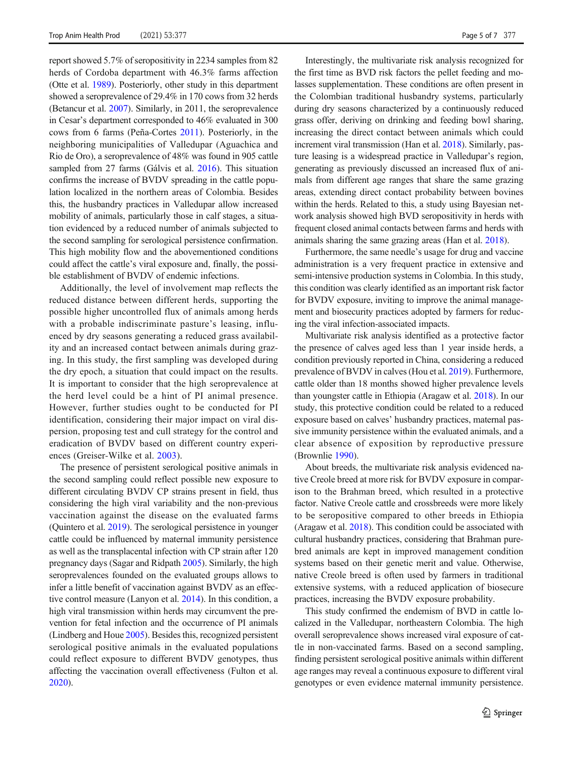report showed 5.7% of seropositivity in 2234 samples from 82 herds of Cordoba department with 46.3% farms affection (Otte et al. 1989). Posteriorly, other study in this department showed a seroprevalence of 29.4% in 170 cows from 32 herds (Betancur et al. 2007). Similarly, in 2011, the seroprevalence in Cesar's department corresponded to 46% evaluated in 300 cows from 6 farms (Peña-Cortes 2011). Posteriorly, in the neighboring municipalities of Valledupar (Aguachica and Rio de Oro), a seroprevalence of 48% was found in 905 cattle sampled from 27 farms (Gálvis et al. 2016). This situation confirms the increase of BVDV spreading in the cattle population localized in the northern areas of Colombia. Besides this, the husbandry practices in Valledupar allow increased mobility of animals, particularly those in calf stages, a situation evidenced by a reduced number of animals subjected to the second sampling for serological persistence confirmation. This high mobility flow and the abovementioned conditions could affect the cattle's viral exposure and, finally, the possible establishment of BVDV of endemic infections.

Additionally, the level of involvement map reflects the reduced distance between different herds, supporting the possible higher uncontrolled flux of animals among herds with a probable indiscriminate pasture's leasing, influenced by dry seasons generating a reduced grass availability and an increased contact between animals during grazing. In this study, the first sampling was developed during the dry epoch, a situation that could impact on the results. It is important to consider that the high seroprevalence at the herd level could be a hint of PI animal presence. However, further studies ought to be conducted for PI identification, considering their major impact on viral dispersion, proposing test and cull strategy for the control and eradication of BVDV based on different country experiences (Greiser-Wilke et al. 2003).

The presence of persistent serological positive animals in the second sampling could reflect possible new exposure to different circulating BVDV CP strains present in field, thus considering the high viral variability and the non-previous vaccination against the disease on the evaluated farms (Quintero et al. 2019). The serological persistence in younger cattle could be influenced by maternal immunity persistence as well as the transplacental infection with CP strain after 120 pregnancy days (Sagar and Ridpath 2005). Similarly, the high seroprevalences founded on the evaluated groups allows to infer a little benefit of vaccination against BVDV as an effective control measure (Lanyon et al. 2014). In this condition, a high viral transmission within herds may circumvent the prevention for fetal infection and the occurrence of PI animals (Lindberg and Houe 2005). Besides this, recognized persistent serological positive animals in the evaluated populations could reflect exposure to different BVDV genotypes, thus affecting the vaccination overall effectiveness (Fulton et al. 2020).

Interestingly, the multivariate risk analysis recognized for the first time as BVD risk factors the pellet feeding and molasses supplementation. These conditions are often present in the Colombian traditional husbandry systems, particularly during dry seasons characterized by a continuously reduced grass offer, deriving on drinking and feeding bowl sharing, increasing the direct contact between animals which could increment viral transmission (Han et al. 2018). Similarly, pasture leasing is a widespread practice in Valledupar's region, generating as previously discussed an increased flux of animals from different age ranges that share the same grazing areas, extending direct contact probability between bovines within the herds. Related to this, a study using Bayesian network analysis showed high BVD seropositivity in herds with frequent closed animal contacts between farms and herds with animals sharing the same grazing areas (Han et al. 2018).

Furthermore, the same needle's usage for drug and vaccine administration is a very frequent practice in extensive and semi-intensive production systems in Colombia. In this study, this condition was clearly identified as an important risk factor for BVDV exposure, inviting to improve the animal management and biosecurity practices adopted by farmers for reducing the viral infection-associated impacts.

Multivariate risk analysis identified as a protective factor the presence of calves aged less than 1 year inside herds, a condition previously reported in China, considering a reduced prevalence of BVDV in calves (Hou et al. 2019). Furthermore, cattle older than 18 months showed higher prevalence levels than youngster cattle in Ethiopia (Aragaw et al. 2018). In our study, this protective condition could be related to a reduced exposure based on calves' husbandry practices, maternal passive immunity persistence within the evaluated animals, and a clear absence of exposition by reproductive pressure (Brownlie 1990).

About breeds, the multivariate risk analysis evidenced native Creole breed at more risk for BVDV exposure in comparison to the Brahman breed, which resulted in a protective factor. Native Creole cattle and crossbreeds were more likely to be seropositive compared to other breeds in Ethiopia (Aragaw et al. 2018). This condition could be associated with cultural husbandry practices, considering that Brahman purebred animals are kept in improved management condition systems based on their genetic merit and value. Otherwise, native Creole breed is often used by farmers in traditional extensive systems, with a reduced application of biosecure practices, increasing the BVDV exposure probability.

This study confirmed the endemism of BVD in cattle localized in the Valledupar, northeastern Colombia. The high overall seroprevalence shows increased viral exposure of cattle in non-vaccinated farms. Based on a second sampling, finding persistent serological positive animals within different age ranges may reveal a continuous exposure to different viral genotypes or even evidence maternal immunity persistence.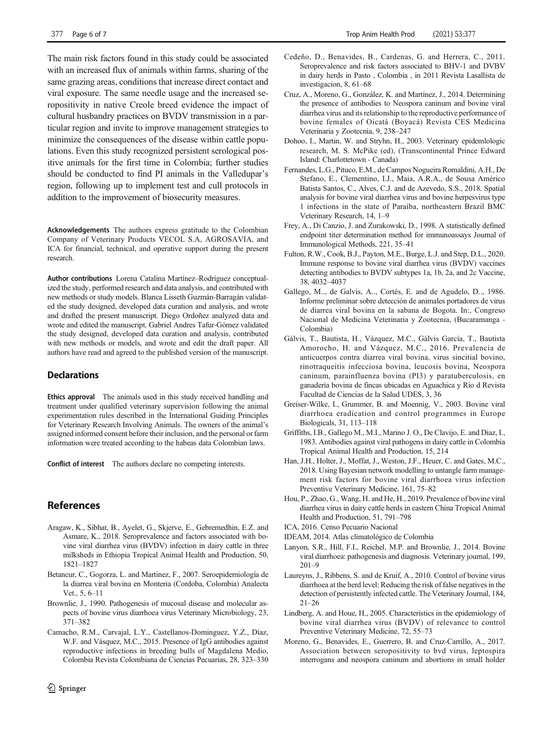The main risk factors found in this study could be associated with an increased flux of animals within farms, sharing of the same grazing areas, conditions that increase direct contact and viral exposure. The same needle usage and the increased seropositivity in native Creole breed evidence the impact of cultural husbandry practices on BVDV transmission in a particular region and invite to improve management strategies to minimize the consequences of the disease within cattle populations. Even this study recognized persistent serological positive animals for the first time in Colombia; further studies should be conducted to find PI animals in the Valledupar's region, following up to implement test and cull protocols in addition to the improvement of biosecurity measures.

**Acknowledgements** The authors express gratitude to the Colombian Company of Veterinary Products VECOL S.A, AGROSAVIA, and ICA for financial, technical, and operative support during the present research.

**Author contributions** Lorena Catalina Martínez–Rodríguez conceptualized the study, performed research and data analysis, and contributed with new methods or study models. Blanca Lisseth Guzmán-Barragán validated the study designed, developed data curation and analysis, and wrote and drafted the present manuscript. Diego Ordoñez analyzed data and wrote and edited the manuscript. Gabriel Andres Tafur-Gómez validated the study designed, developed data curation and analysis, contributed with new methods or models, and wrote and edit the draft paper. All authors have read and agreed to the published version of the manuscript.

## Declarations

**Ethics approval** The animals used in this study received handling and treatment under qualified veterinary supervision following the animal experimentation rules described in the International Guiding Principles for Veterinary Research Involving Animals. The owners of the animal's assigned informed consent before their inclusion, and the personal or farm information were treated according to the habeas data Colombian laws.

**Conflict of interest** The authors declare no competing interests.

## References

Aragaw, K., Sibhat, B., Ayelet, G., Skjerve, E., Gebremedhin, E.Z. and Asmare, K., 2018. Seroprevalence and factors associated with bovine viral diarrhea virus (BVDV) infection in dairy cattle in three milksheds in Ethiopia Tropical Animal Health and Production, 50, 1821–1827

Betancur, C., Gogorza, L. and Martinez, F., 2007. Seroepidemiología de la diarrea viral bovina en Monteria (Cordoba, Colombia) Analecta Vet., 5, 6–11

Brownlie, J., 1990. Pathogenesis of mucosal disease and molecular aspects of bovine virus diarrhoea virus Veterinary Microbiology, 23, 371–382

Camacho, R.M., Carvajal, L.Y., Castellanos-Dominguez, Y.Z., Díaz, W.F. and Vásquez, M.C., 2015. Presence of IgG antibodies against reproductive infections in breeding bulls of Magdalena Medio, Colombia Revista Colombiana de Ciencias Pecuarias, 28, 323–330

Cedeño, D., Benavides, B., Cardenas, G. and Herrera, C., 2011. Seroprevalence and risk factors associated to BHV-1 and DVBV in dairy herds in Pasto , Colombia , in 2011 Revista Lasallista de investigacion, 8, 61–68

Cruz, A., Moreno, G., González, K. and Martínez, J., 2014. Determining the presence of antibodies to Neospora caninum and bovine viral diarrhea virus and its relationship to the reproductive performance of bovine females of Oicatá (Boyacá) Revista CES Medicina Veterinaria y Zootecnia, 9, 238–247

Dohoo, I., Martin, W. and Stryhn, H., 2003. Veterinary epidemlologic research, M. S. McPike (ed), (Transcontinental Prince Edward Island: Charlottetown - Canada)

Fernandes, L.G., Pituco, E.M., de Campos Nogueira Romaldini, A.H., De Stefano, E., Clementino, I.J., Maia, A.R.A., de Sousa Américo Batista Santos, C., Alves, C.J. and de Azevedo, S.S., 2018. Spatial analysis for bovine viral diarrhea virus and bovine herpesvirus type 1 infections in the state of Paraíba, northeastern Brazil BMC Veterinary Research, 14, 1–9

Frey, A., Di Canzio, J. and Zurakowski, D., 1998. A statistically defined endpoint titer determination method for immunoassays Journal of Immunological Methods, 221, 35–41

Fulton, R.W., Cook, B.J., Payton, M.E., Burge, L.J. and Step, D.L., 2020. Immune response to bovine viral diarrhea virus (BVDV) vaccines detecting antibodies to BVDV subtypes 1a, 1b, 2a, and 2c Vaccine, 38, 4032–4037

Gallego, M.., de Galvis, A.., Cortés, E. and de Agudelo, D.., 1986. Informe preliminar sobre detección de animales portadores de virus de diarrea viral bovina en la sabana de Bogota. In:, Congreso Nacional de Medicina Veterinaria y Zootecnia, (Bucaramanga - Colombia)

Gálvis, T., Bautista, H., Vázquez, M.C., Gálvis García, T., Bautista Amorocho, H. and Vázquez, M.C., 2016. Prevalencia de anticuerpos contra diarrea viral bovina, virus sincitial bovino, rinotraqueitis infecciosa bovina, leucosis bovina, Neospora caninum, parainfluenza bovina (PI3) y paratuberculosis, en ganadería bovina de fincas ubicadas en Aguachica y Rio d Revista Facultad de Ciencias de la Salud UDES, 3, 36

Greiser-Wilke, I., Grummer, B. and Moennig, V., 2003. Bovine viral diarrhoea eradication and control programmes in Europe Biologicals, 31, 113–118

Griffiths, I.B., Gallego M., M.I., Marino J. O., De Clavijo, E. and Diaz, I., 1983. Antibodies against viral pathogens in dairy cattle in Colombia Tropical Animal Health and Production, 15, 214

Han, J.H., Holter, J., Moffat, J., Weston, J.F., Heuer, C. and Gates, M.C., 2018. Using Bayesian network modelling to untangle farm management risk factors for bovine viral diarrhoea virus infection Preventive Veterinary Medicine, 161, 75–82

Hou, P., Zhao, G., Wang, H. and He, H., 2019. Prevalence of bovine viral diarrhea virus in dairy cattle herds in eastern China Tropical Animal Health and Production, 51, 791–798

ICA, 2016. Censo Pecuario Nacional

IDEAM, 2014. Atlas climatológico de Colombia

Lanyon, S.R., Hill, F.I., Reichel, M.P. and Brownlie, J., 2014. Bovine viral diarrhoea: pathogenesis and diagnosis. Veterinary journal, 199, 201–9

Laureyns, J., Ribbens, S. and de Kruif, A., 2010. Control of bovine virus diarrhoea at the herd level: Reducing the risk of false negatives in the detection of persistently infected cattle. The Veterinary Journal, 184, 21–26

Lindberg, A. and Houe, H., 2005. Characteristics in the epidemiology of bovine viral diarrhea virus (BVDV) of relevance to control Preventive Veterinary Medicine, 72, 55–73

Moreno, G., Benavides, E., Guerrero, B. and Cruz-Carrillo, A., 2017. Association between seropositivity to bvd virus, leptospira interrogans and neospora caninum and abortions in small holder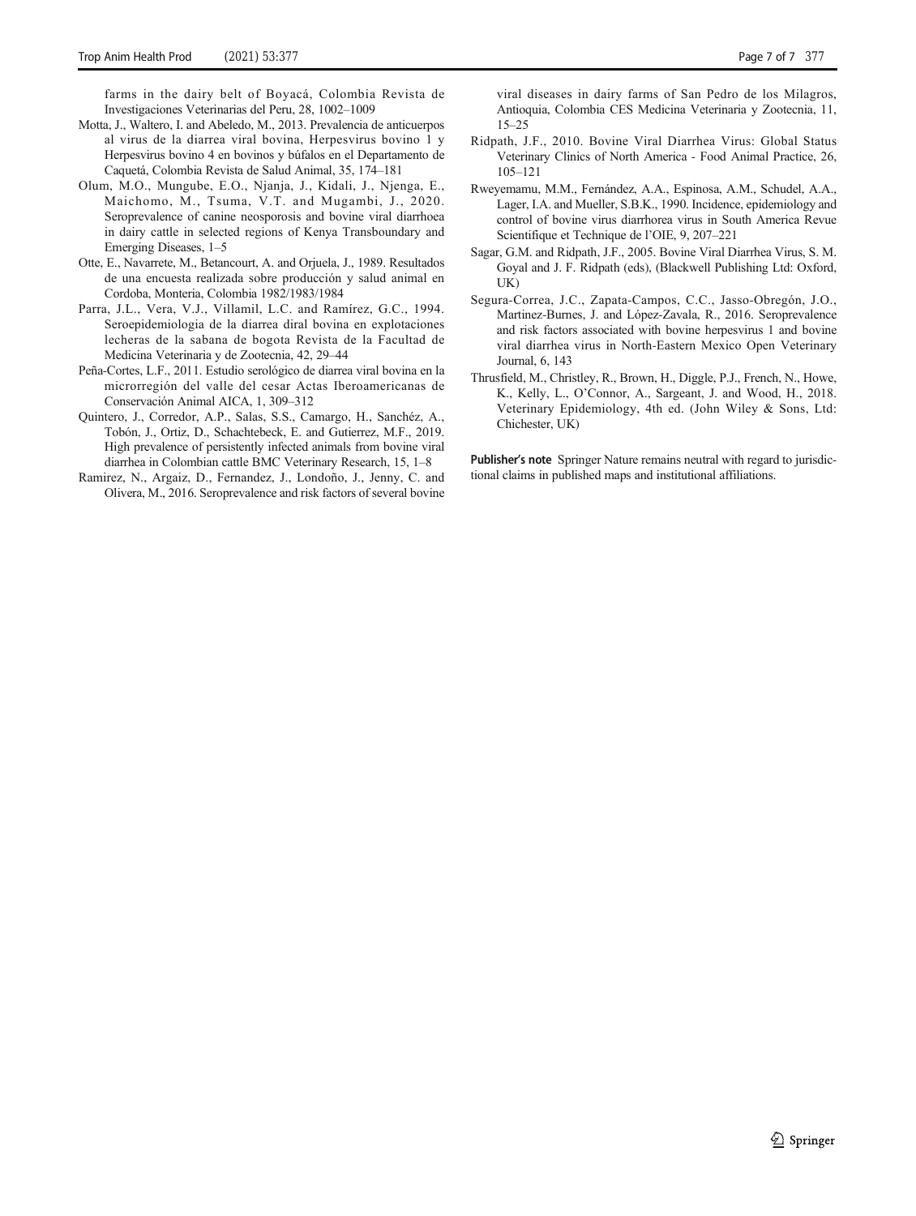farms in the dairy belt of Boyacá, Colombia Revista de Investigaciones Veterinarias del Peru, 28, 1002–1009

Motta, J., Waltero, I. and Abeledo, M., 2013. Prevalencia de anticuerpos al virus de la diarrea viral bovina, Herpesvirus bovino 1 y Herpesvirus bovino 4 en bovinos y búfalos en el Departamento de Caquetá, Colombia Revista de Salud Animal, 35, 174–181

Olum, M.O., Mungube, E.O., Njanja, J., Kidali, J., Njenga, E., Maichomo, M., Tsuma, V.T. and Mugambi, J., 2020. Seroprevalence of canine neosporosis and bovine viral diarrhoea in dairy cattle in selected regions of Kenya Transboundary and Emerging Diseases, 1–5

Otte, E., Navarrete, M., Betancourt, A. and Orjuela, J., 1989. Resultados de una encuesta realizada sobre producción y salud animal en Cordoba, Monteria, Colombia 1982/1983/1984

Parra, J.L., Vera, V.J., Villamil, L.C. and Ramírez, G.C., 1994. Seroepidemiologia de la diarrea diral bovina en explotaciones lecheras de la sabana de bogota Revista de la Facultad de Medicina Veterinaria y de Zootecnia, 42, 29–44

Peña-Cortes, L.F., 2011. Estudio serológico de diarrea viral bovina en la microrregión del valle del cesar Actas Iberoamericanas de Conservación Animal AICA, 1, 309–312

Quintero, J., Corredor, A.P., Salas, S.S., Camargo, H., Sanchéz, A., Tobón, J., Ortiz, D., Schachtebeck, E. and Gutierrez, M.F., 2019. High prevalence of persistently infected animals from bovine viral diarrhea in Colombian cattle BMC Veterinary Research, 15, 1–8

Ramirez, N., Argaiz, D., Fernandez, J., Londoño, J., Jenny, C. and Olivera, M., 2016. Seroprevalence and risk factors of several bovine viral diseases in dairy farms of San Pedro de los Milagros, Antioquia, Colombia CES Medicina Veterinaria y Zootecnia, 11, 15–25

Ridpath, J.F., 2010. Bovine Viral Diarrhea Virus: Global Status Veterinary Clinics of North America - Food Animal Practice, 26, 105–121

Rweyemamu, M.M., Fernández, A.A., Espinosa, A.M., Schudel, A.A., Lager, I.A. and Mueller, S.B.K., 1990. Incidence, epidemiology and control of bovine virus diarrhorea virus in South America Revue Scientifique et Technique de l'OIE, 9, 207–221

Sagar, G.M. and Ridpath, J.F., 2005. Bovine Viral Diarrhea Virus, S. M. Goyal and J. F. Ridpath (eds), (Blackwell Publishing Ltd: Oxford, UK)

Segura-Correa, J.C., Zapata-Campos, C.C., Jasso-Obregón, J.O., Martinez-Burnes, J. and López-Zavala, R., 2016. Seroprevalence and risk factors associated with bovine herpesvirus 1 and bovine viral diarrhea virus in North-Eastern Mexico Open Veterinary Journal, 6, 143

Thrusfield, M., Christley, R., Brown, H., Diggle, P.J., French, N., Howe, K., Kelly, L., O'Connor, A., Sargeant, J. and Wood, H., 2018. Veterinary Epidemiology, 4th ed. (John Wiley & Sons, Ltd: Chichester, UK)

**Publisher's note** Springer Nature remains neutral with regard to jurisdictional claims in published maps and institutional affiliations.